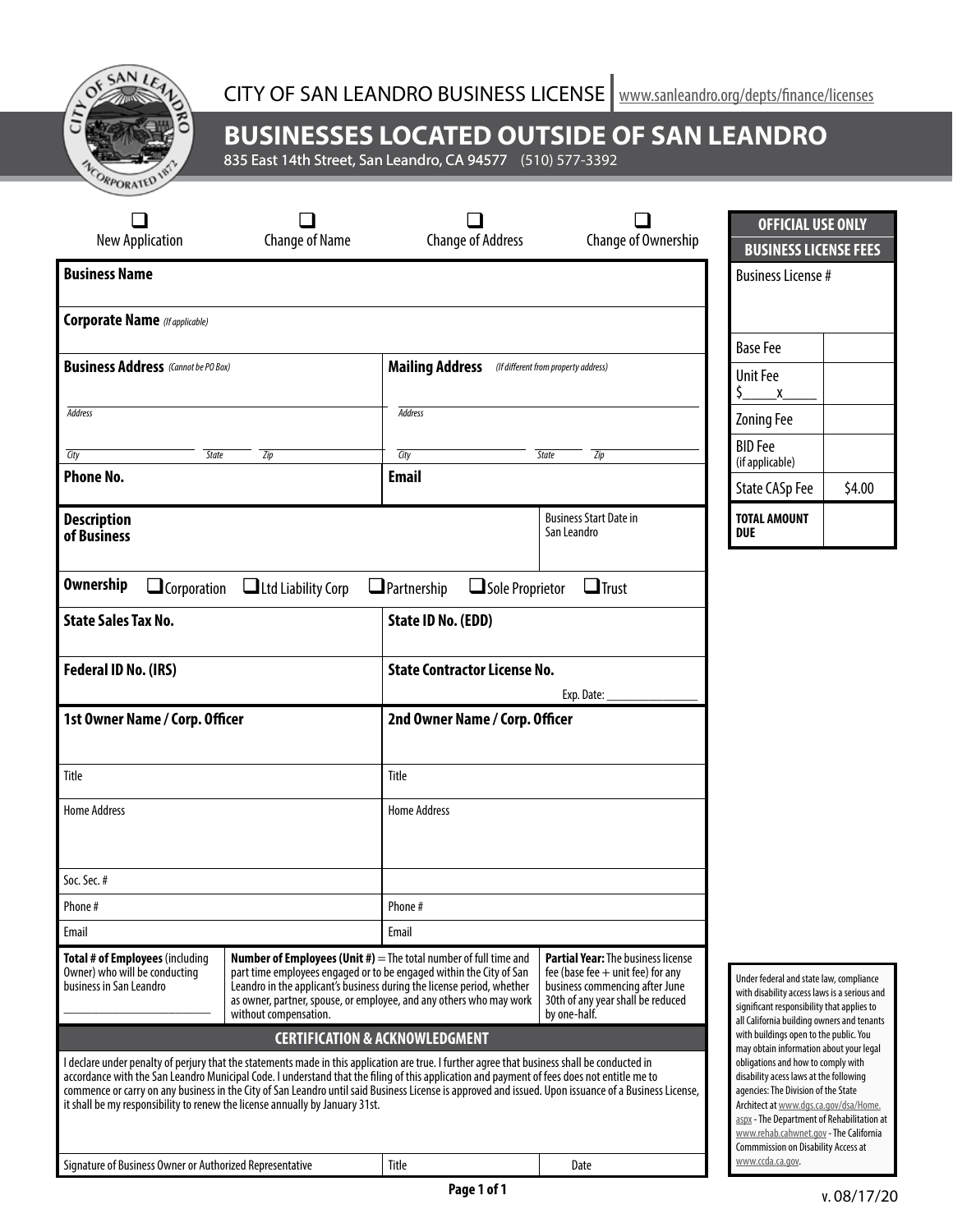# CITY OF SAN LEANDRO BUSINESS LICENSE

www.sanleandro.org/depts/finance/licenses

## BUSINESSES LOCATED OUTSIDE OF SAN LEANDRO

835 East 14th Street, San Leandro, CA 94577 (510) 577-3392

☐ New Application ☐ Change of Name ☐ Change of Address ☐ Change of Ownership

| OFFICIAL USE ONLY | |
|---|---|
| **BUSINESS LICENSE FEES** | |
| Business License # | |
| Base Fee | |
| Unit Fee $_____x_____ | |
| Zoning Fee | |
| BID Fee (if applicable) | |
| State CASp Fee | $4.00 |
| **TOTAL AMOUNT DUE** | |

**Business Name**

**Corporate Name** *(If applicable)*

| **Business Address** *(Cannot be PO Box)* | **Mailing Address** *(If different from property address)* |
|---|---|
| *Address* | *Address* |
| *City* *State* *Zip* | *City* *State* *Zip* |
| **Phone No.** | **Email** |

| **Description of Business** | Business Start Date in San Leandro |
|---|---|

**Ownership** ☐ Corporation ☐ Ltd Liability Corp ☐ Partnership ☐ Sole Proprietor ☐ Trust

| **State Sales Tax No.** | **State ID No. (EDD)** |
|---|---|
| **Federal ID No. (IRS)** | **State Contractor License No.** Exp. Date: ___________ |
| **1st Owner Name / Corp. Officer** | **2nd Owner Name / Corp. Officer** |
| Title | Title |
| Home Address | Home Address |
| Soc. Sec. # | |
| Phone # | Phone # |
| Email | Email |

| **Total # of Employees** (including Owner) who will be conducting business in San Leandro ___________ | **Number of Employees (Unit #)** = The total number of full time and part time employees engaged or to be engaged within the City of San Leandro in the applicant's business during the license period, whether as owner, partner, spouse, or employee, and any others who may work without compensation. | **Partial Year:** The business license fee (base fee + unit fee) for any business commencing after June 30th of any year shall be reduced by one-half. |
|---|---|---|

### CERTIFICATION & ACKNOWLEDGMENT

I declare under penalty of perjury that the statements made in this application are true. I further agree that business shall be conducted in accordance with the San Leandro Municipal Code. I understand that the filing of this application and payment of fees does not entitle me to commence or carry on any business in the City of San Leandro until said Business License is approved and issued. Upon issuance of a Business License, it shall be my responsibility to renew the license annually by January 31st.

| Signature of Business Owner or Authorized Representative | Title | Date |
|---|---|---|

Under federal and state law, compliance with disability access laws is a serious and significant responsibility that applies to all California building owners and tenants with buildings open to the public. You may obtain information about your legal obligations and how to comply with disability acess laws at the following agencies: The Division of the State Architect at www.dgs.ca.gov/dsa/Home.aspx - The Department of Rehabilitation at www.rehab.cahwnet.gov - The California Commmission on Disability Access at www.ccda.ca.gov.

v. 08/17/20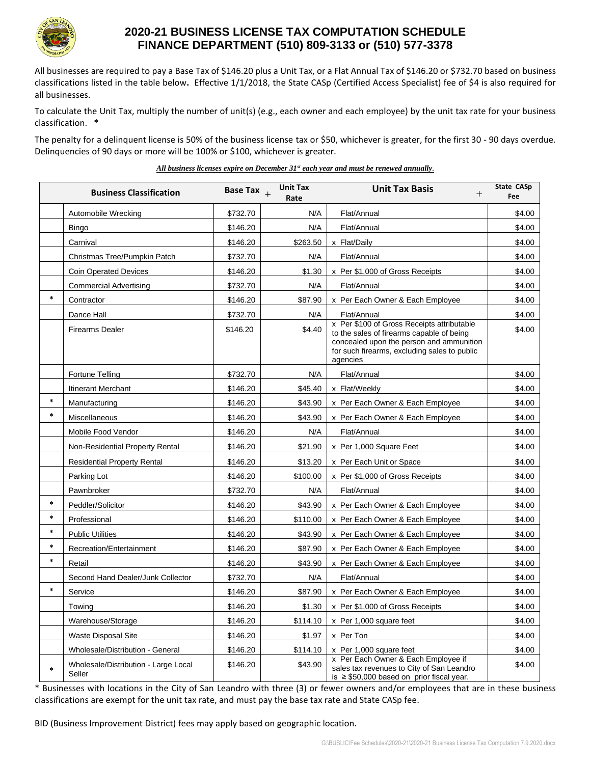# 2020-21 BUSINESS LICENSE TAX COMPUTATION SCHEDULE
## FINANCE DEPARTMENT (510) 809-3133 or (510) 577-3378

All businesses are required to pay a Base Tax of $146.20 plus a Unit Tax, or a Flat Annual Tax of $146.20 or $732.70 based on business classifications listed in the table below**.** Effective 1/1/2018, the State CASp (Certified Access Specialist) fee of $4 is also required for all businesses.

To calculate the Unit Tax, multiply the number of unit(s) (e.g., each owner and each employee) by the unit tax rate for your business classification. **\***

The penalty for a delinquent license is 50% of the business license tax or $50, whichever is greater, for the first 30 - 90 days overdue. Delinquencies of 90 days or more will be 100% or $100, whichever is greater.

***All business licenses expire on December 31st each year and must be renewed annually.***

| | Business Classification | Base Tax + | Unit Tax Rate | Unit Tax Basis + | State CASp Fee |
|---|---|---|---|---|---|
| | Automobile Wrecking | $732.70 | N/A | Flat/Annual | $4.00 |
| | Bingo | $146.20 | N/A | Flat/Annual | $4.00 |
| | Carnival | $146.20 | $263.50 | x Flat/Daily | $4.00 |
| | Christmas Tree/Pumpkin Patch | $732.70 | N/A | Flat/Annual | $4.00 |
| | Coin Operated Devices | $146.20 | $1.30 | x Per $1,000 of Gross Receipts | $4.00 |
| | Commercial Advertising | $732.70 | N/A | Flat/Annual | $4.00 |
| * | Contractor | $146.20 | $87.90 | x Per Each Owner & Each Employee | $4.00 |
| | Dance Hall | $732.70 | N/A | Flat/Annual | $4.00 |
| | Firearms Dealer | $146.20 | $4.40 | x Per $100 of Gross Receipts attributable to the sales of firearms capable of being concealed upon the person and ammunition for such firearms, excluding sales to public agencies | $4.00 |
| | Fortune Telling | $732.70 | N/A | Flat/Annual | $4.00 |
| | Itinerant Merchant | $146.20 | $45.40 | x Flat/Weekly | $4.00 |
| * | Manufacturing | $146.20 | $43.90 | x Per Each Owner & Each Employee | $4.00 |
| * | Miscellaneous | $146.20 | $43.90 | x Per Each Owner & Each Employee | $4.00 |
| | Mobile Food Vendor | $146.20 | N/A | Flat/Annual | $4.00 |
| | Non-Residential Property Rental | $146.20 | $21.90 | x Per 1,000 Square Feet | $4.00 |
| | Residential Property Rental | $146.20 | $13.20 | x Per Each Unit or Space | $4.00 |
| | Parking Lot | $146.20 | $100.00 | x Per $1,000 of Gross Receipts | $4.00 |
| | Pawnbroker | $732.70 | N/A | Flat/Annual | $4.00 |
| * | Peddler/Solicitor | $146.20 | $43.90 | x Per Each Owner & Each Employee | $4.00 |
| * | Professional | $146.20 | $110.00 | x Per Each Owner & Each Employee | $4.00 |
| * | Public Utilities | $146.20 | $43.90 | x Per Each Owner & Each Employee | $4.00 |
| * | Recreation/Entertainment | $146.20 | $87.90 | x Per Each Owner & Each Employee | $4.00 |
| * | Retail | $146.20 | $43.90 | x Per Each Owner & Each Employee | $4.00 |
| | Second Hand Dealer/Junk Collector | $732.70 | N/A | Flat/Annual | $4.00 |
| * | Service | $146.20 | $87.90 | x Per Each Owner & Each Employee | $4.00 |
| | Towing | $146.20 | $1.30 | x Per $1,000 of Gross Receipts | $4.00 |
| | Warehouse/Storage | $146.20 | $114.10 | x Per 1,000 square feet | $4.00 |
| | Waste Disposal Site | $146.20 | $1.97 | x Per Ton | $4.00 |
| | Wholesale/Distribution - General | $146.20 | $114.10 | x Per 1,000 square feet | $4.00 |
| * | Wholesale/Distribution - Large Local Seller | $146.20 | $43.90 | x Per Each Owner & Each Employee if sales tax revenues to City of San Leandro is ≥ $50,000 based on prior fiscal year. | $4.00 |

\* Businesses with locations in the City of San Leandro with three (3) or fewer owners and/or employees that are in these business classifications are exempt for the unit tax rate, and must pay the base tax rate and State CASp fee.

BID (Business Improvement District) fees may apply based on geographic location.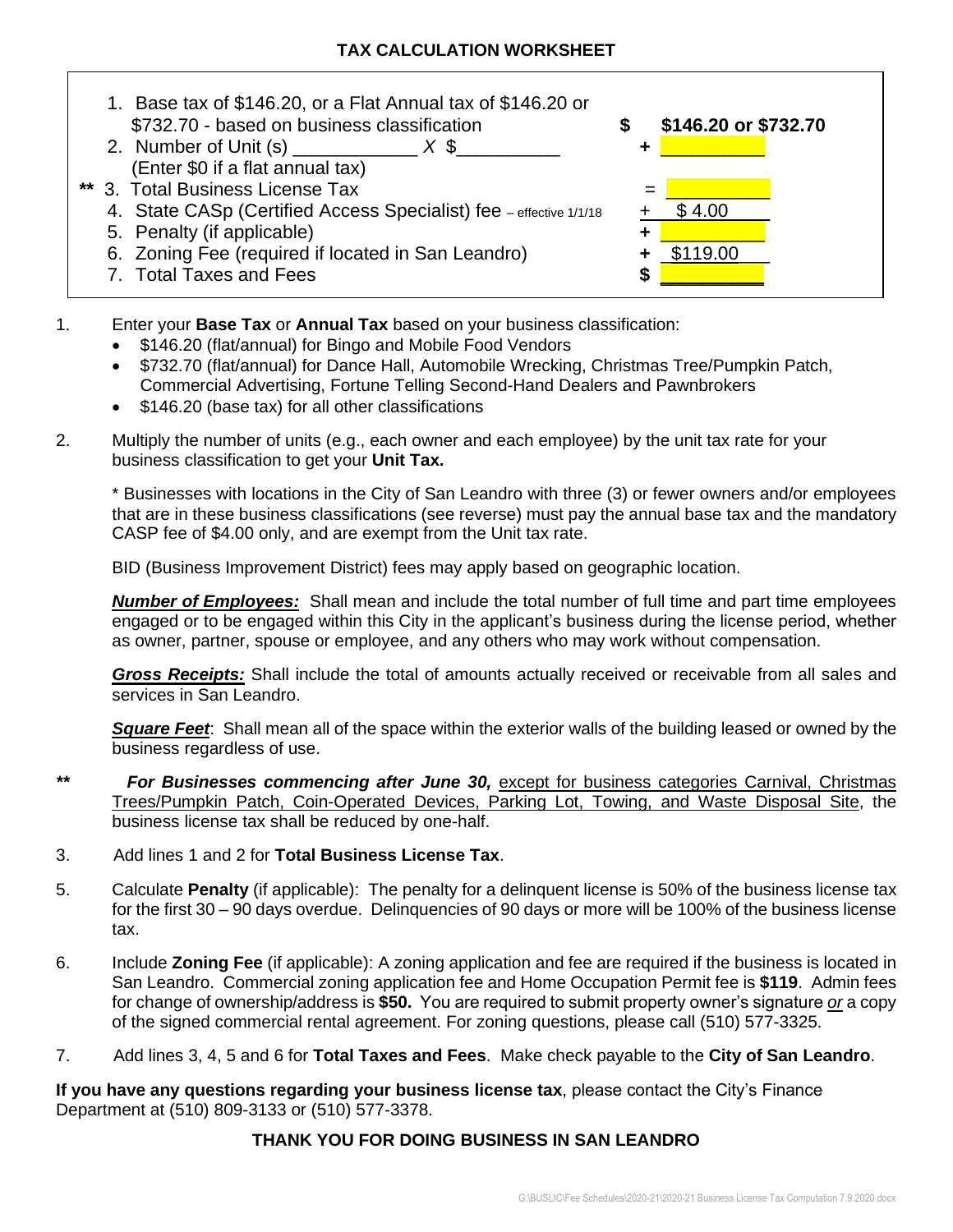## TAX CALCULATION WORKSHEET

| | | |
|---|---|---|
| | 1. Base tax of $146.20, or a Flat Annual tax of $146.20 or $732.70 - based on business classification | **$ $146.20 or $732.70** |
| | 2. Number of Unit (s) ___________ X $_________ (Enter $0 if a flat annual tax) | + _________ |
| ** | 3. Total Business License Tax | = _________ |
| | 4. State CASp (Certified Access Specialist) fee – effective 1/1/18 | + $ 4.00 |
| | 5. Penalty (if applicable) | + _________ |
| | 6. Zoning Fee (required if located in San Leandro) | + $119.00 |
| | 7. Total Taxes and Fees | $ _________ |

1. Enter your **Base Tax** or **Annual Tax** based on your business classification:
   - $146.20 (flat/annual) for Bingo and Mobile Food Vendors
   - $732.70 (flat/annual) for Dance Hall, Automobile Wrecking, Christmas Tree/Pumpkin Patch, Commercial Advertising, Fortune Telling Second-Hand Dealers and Pawnbrokers
   - $146.20 (base tax) for all other classifications

2. Multiply the number of units (e.g., each owner and each employee) by the unit tax rate for your business classification to get your **Unit Tax.**

   * Businesses with locations in the City of San Leandro with three (3) or fewer owners and/or employees that are in these business classifications (see reverse) must pay the annual base tax and the mandatory CASP fee of $4.00 only, and are exempt from the Unit tax rate.

   BID (Business Improvement District) fees may apply based on geographic location.

   ***Number of Employees:*** Shall mean and include the total number of full time and part time employees engaged or to be engaged within this City in the applicant's business during the license period, whether as owner, partner, spouse or employee, and any others who may work without compensation.

   ***Gross Receipts:*** Shall include the total of amounts actually received or receivable from all sales and services in San Leandro.

   ***Square Feet***: Shall mean all of the space within the exterior walls of the building leased or owned by the business regardless of use.

** ***For Businesses commencing after June 30,*** except for business categories Carnival, Christmas Trees/Pumpkin Patch, Coin-Operated Devices, Parking Lot, Towing, and Waste Disposal Site, the business license tax shall be reduced by one-half.

3. Add lines 1 and 2 for **Total Business License Tax**.

5. Calculate **Penalty** (if applicable): The penalty for a delinquent license is 50% of the business license tax for the first 30 – 90 days overdue. Delinquencies of 90 days or more will be 100% of the business license tax.

6. Include **Zoning Fee** (if applicable): A zoning application and fee are required if the business is located in San Leandro. Commercial zoning application fee and Home Occupation Permit fee is **$119**. Admin fees for change of ownership/address is **$50.** You are required to submit property owner's signature *or* a copy of the signed commercial rental agreement. For zoning questions, please call (510) 577-3325.

7. Add lines 3, 4, 5 and 6 for **Total Taxes and Fees**. Make check payable to the **City of San Leandro**.

**If you have any questions regarding your business license tax**, please contact the City's Finance Department at (510) 809-3133 or (510) 577-3378.

**THANK YOU FOR DOING BUSINESS IN SAN LEANDRO**

G:\BUSLIC\Fee Schedules\2020-21\2020-21 Business License Tax Computation 7.9.2020.docx